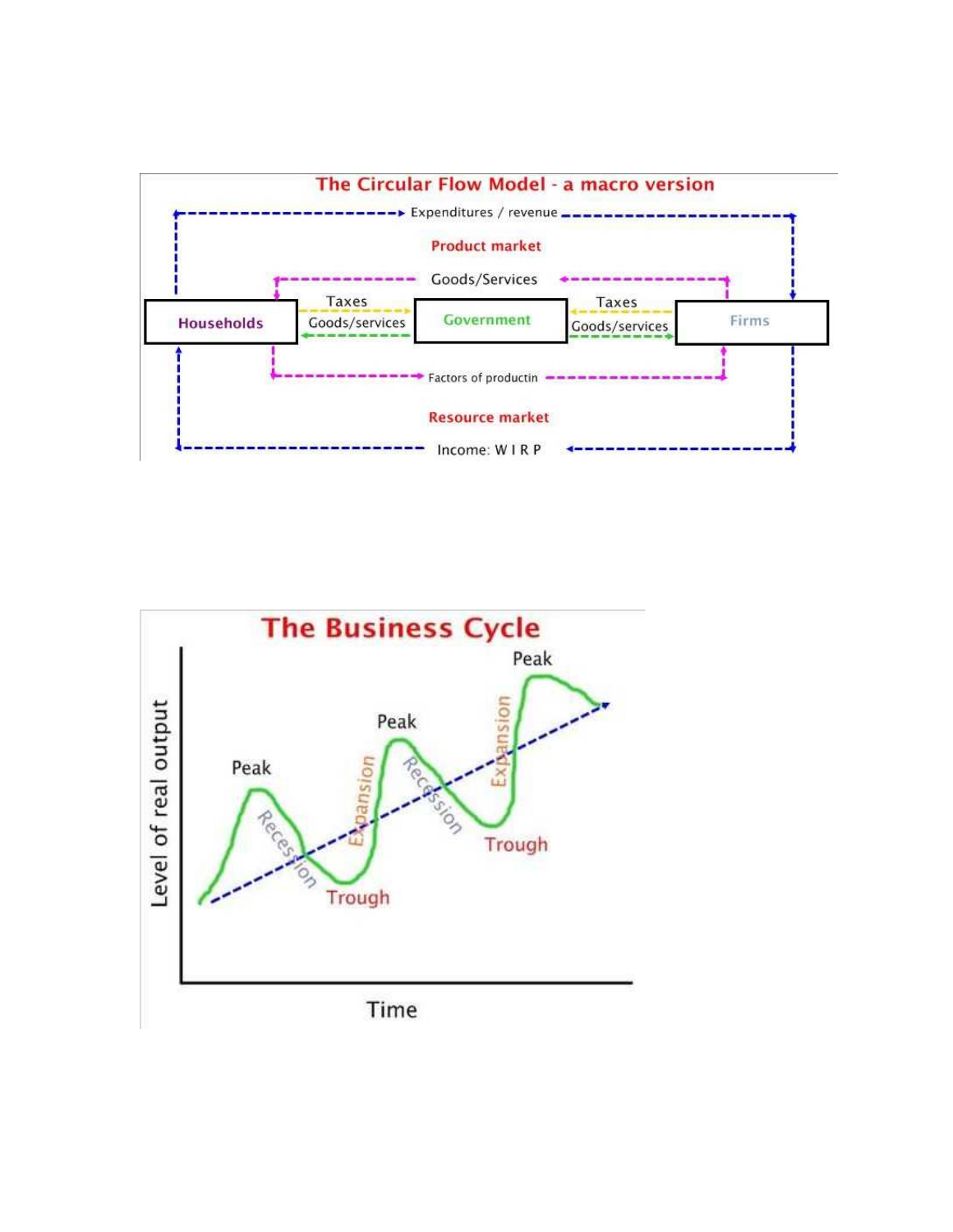## The Circular Flow Model - a macro version

Expenditures / revenue

**Product market**

Goods/Services

Households | Taxes | Goods/services | Government | Taxes | Goods/services | Firms

Factors of productin

**Resource market**

Income: W I R P

## The Business Cycle

Level of real output

Peak

Recession

Trough

Expansion

Peak

Recession

Trough

Expansion

Peak

Time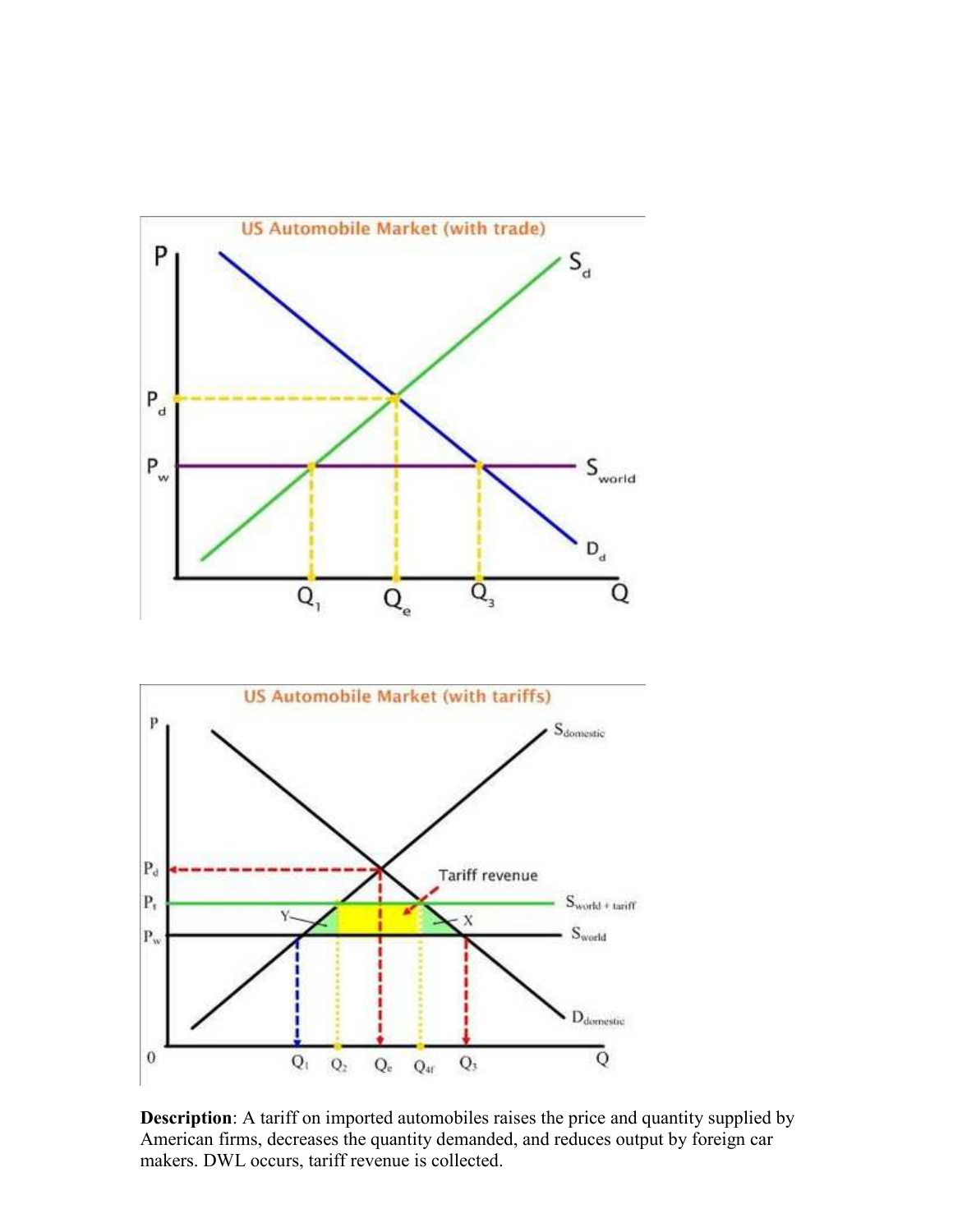**Description**: A tariff on imported automobiles raises the price and quantity supplied by American firms, decreases the quantity demanded, and reduces output by foreign car makers. DWL occurs, tariff revenue is collected.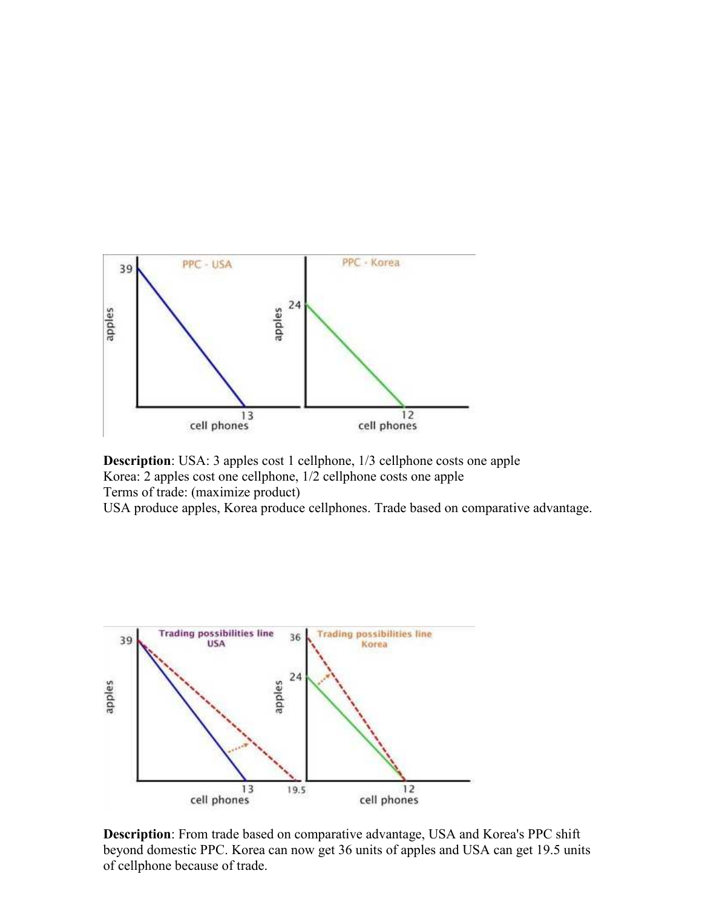**Description**: USA: 3 apples cost 1 cellphone, 1/3 cellphone costs one apple
Korea: 2 apples cost one cellphone, 1/2 cellphone costs one apple
Terms of trade: (maximize product)
USA produce apples, Korea produce cellphones. Trade based on comparative advantage.

**Description**: From trade based on comparative advantage, USA and Korea's PPC shift beyond domestic PPC. Korea can now get 36 units of apples and USA can get 19.5 units of cellphone because of trade.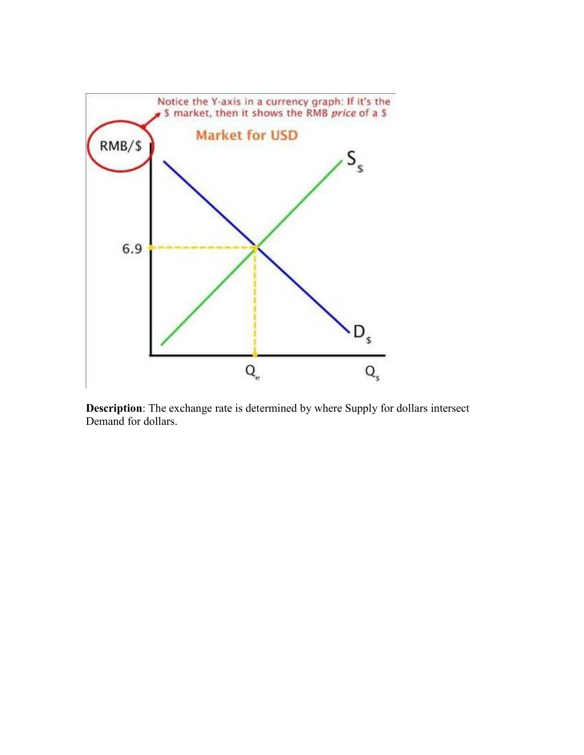**Description**: The exchange rate is determined by where Supply for dollars intersect Demand for dollars.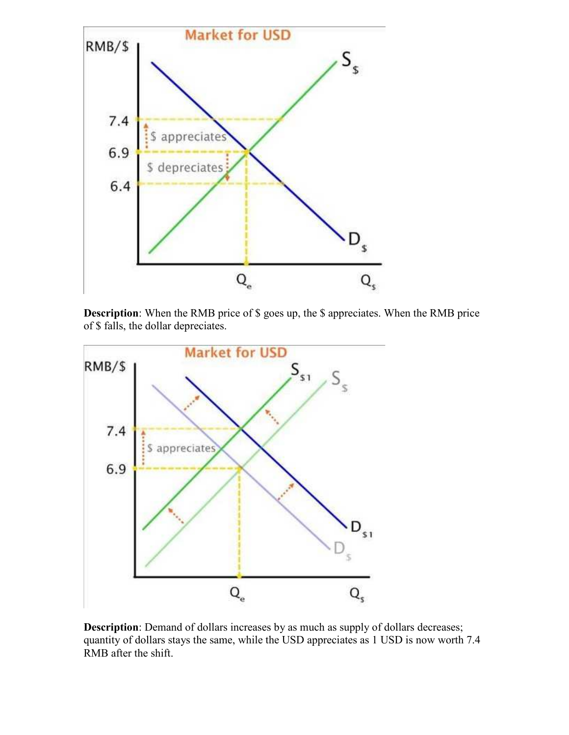**Description**: When the RMB price of $ goes up, the $ appreciates. When the RMB price of $ falls, the dollar depreciates.

**Description**: Demand of dollars increases by as much as supply of dollars decreases; quantity of dollars stays the same, while the USD appreciates as 1 USD is now worth 7.4 RMB after the shift.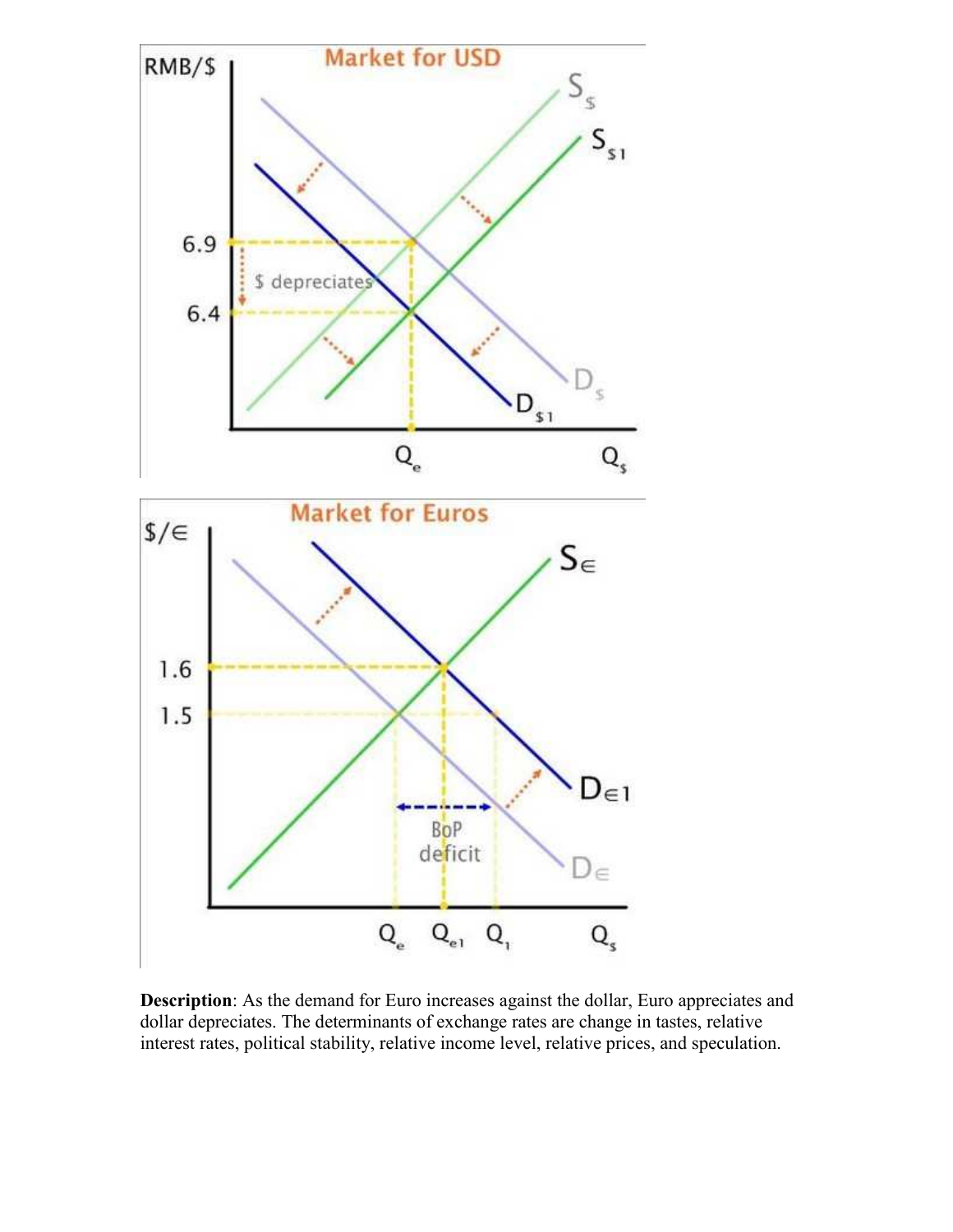**Description**: As the demand for Euro increases against the dollar, Euro appreciates and dollar depreciates. The determinants of exchange rates are change in tastes, relative interest rates, political stability, relative income level, relative prices, and speculation.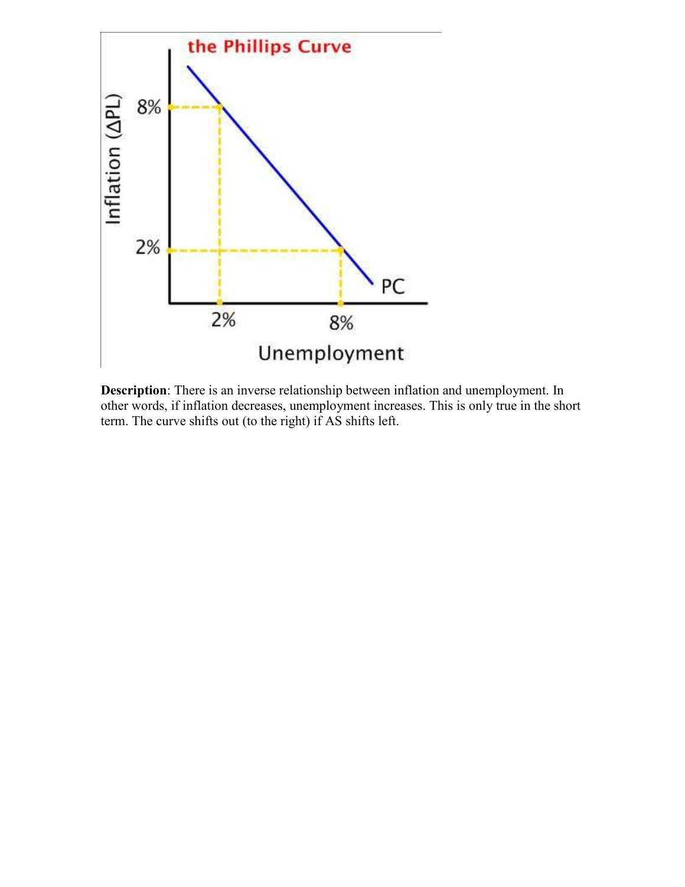**Description**: There is an inverse relationship between inflation and unemployment. In other words, if inflation decreases, unemployment increases. This is only true in the short term. The curve shifts out (to the right) if AS shifts left.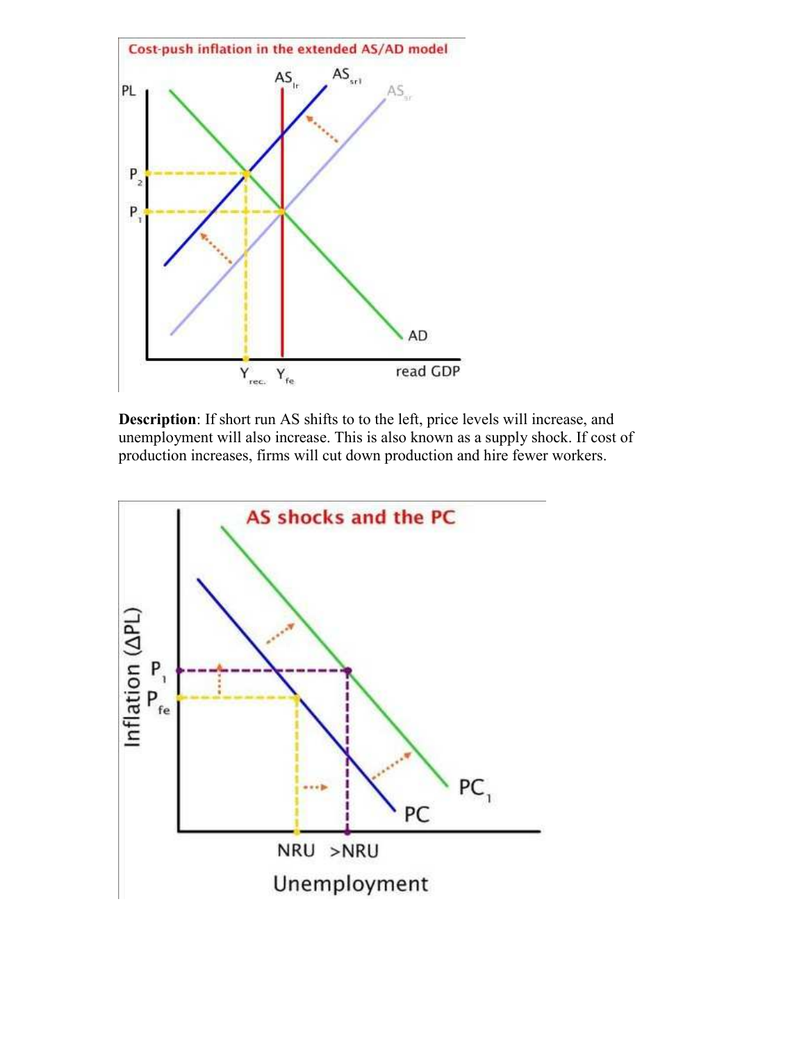**Description**: If short run AS shifts to to the left, price levels will increase, and unemployment will also increase. This is also known as a supply shock. If cost of production increases, firms will cut down production and hire fewer workers.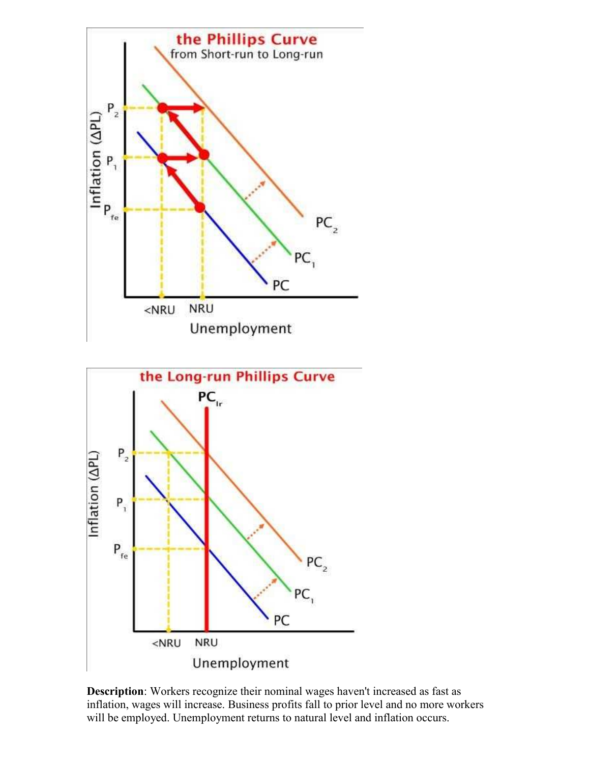**Description**: Workers recognize their nominal wages haven't increased as fast as inflation, wages will increase. Business profits fall to prior level and no more workers will be employed. Unemployment returns to natural level and inflation occurs.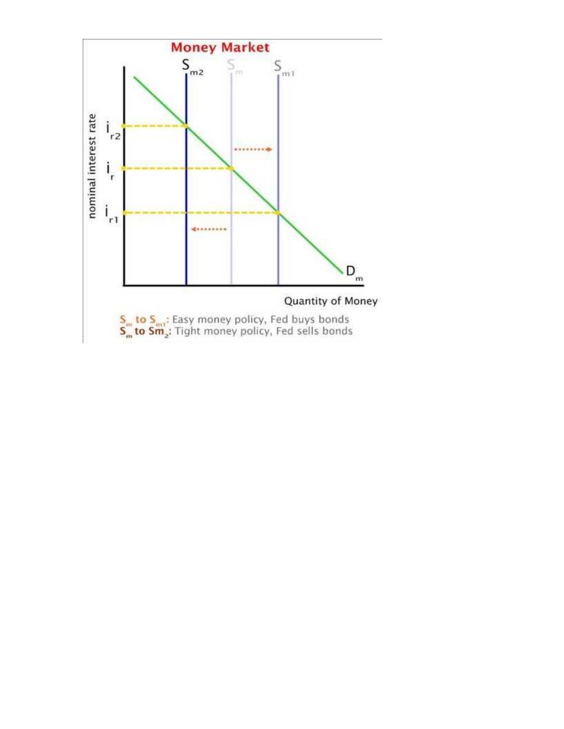## Money Market

$S_{m2}$ $S_m$ $S_{m1}$

nominal interest rate

$i_{r2}$

$i_r$

$i_{r1}$

$D_m$

Quantity of Money

$S_m$ to $S_{m1}$: Easy money policy, Fed buys bonds
$S_m$ to $Sm_2$: Tight money policy, Fed sells bonds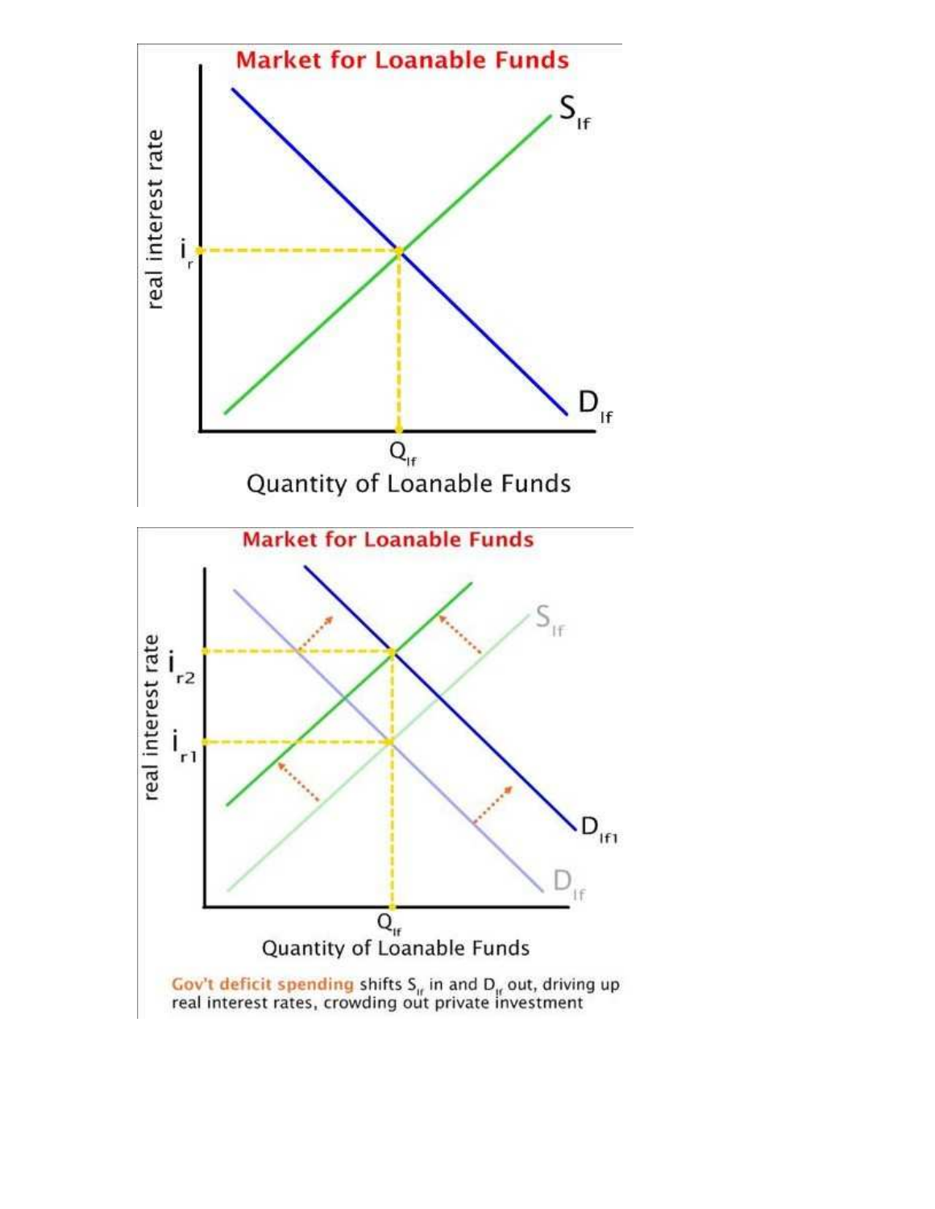**Market for Loanable Funds**

real interest rate

$i_r$

$S_{lf}$

$D_{lf}$

$Q_{lf}$

Quantity of Loanable Funds

**Market for Loanable Funds**

real interest rate

$i_{r2}$

$i_{r1}$

$S_{lf}$

$D_{lf1}$

$D_{lf}$

$Q_{lf}$

Quantity of Loanable Funds

Gov't deficit spending shifts $S_{lf}$ in and $D_{lf}$ out, driving up real interest rates, crowding out private investment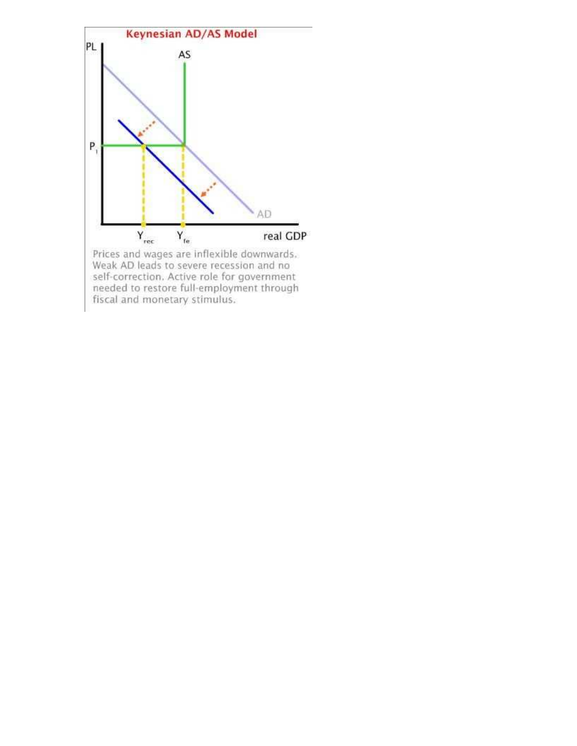Keynesian AD/AS Model

PL

AS

$P_1$

AD

$Y_{rec}$ $Y_{fe}$ real GDP

Prices and wages are inflexible downwards. Weak AD leads to severe recession and no self-correction. Active role for government needed to restore full-employment through fiscal and monetary stimulus.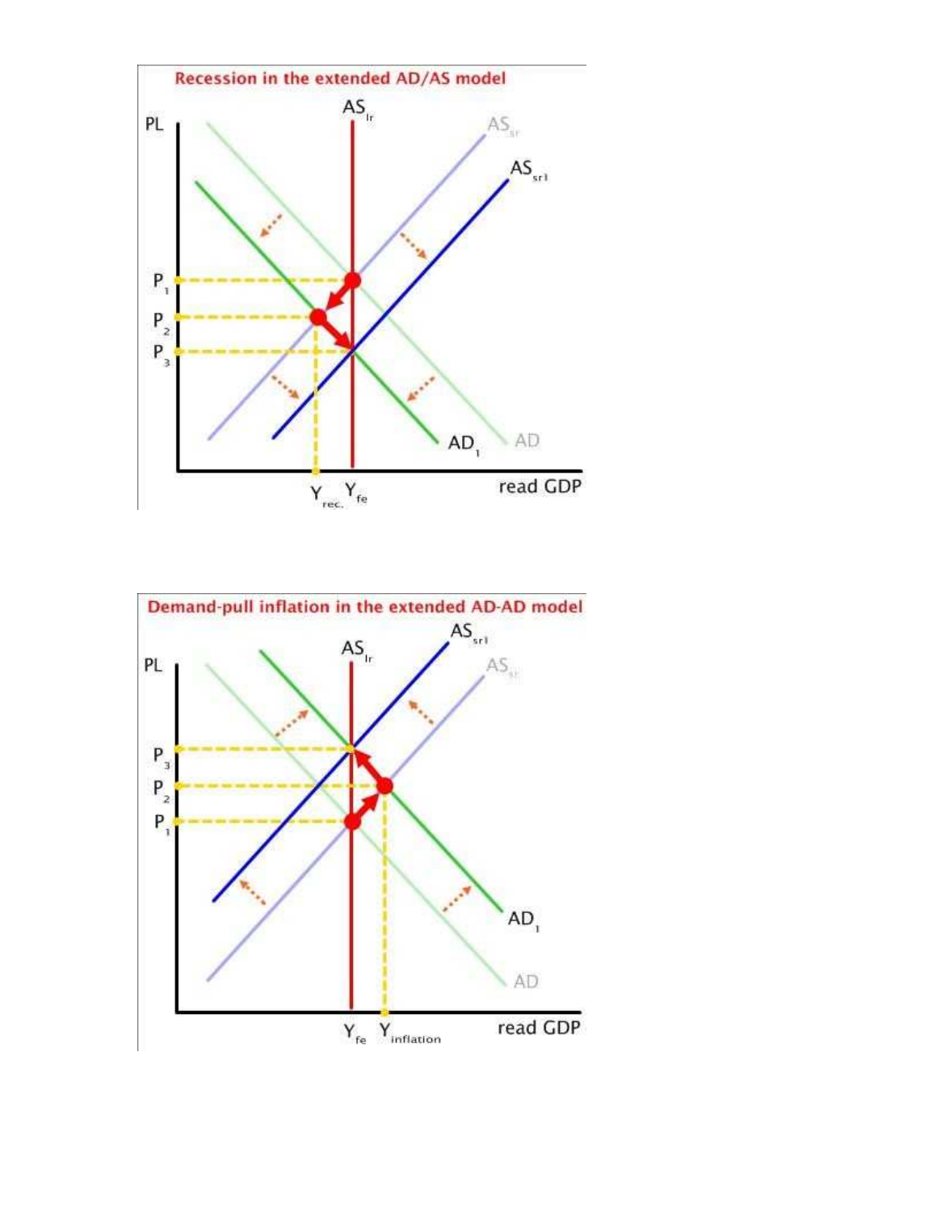**Recession in the extended AD/AS model**

**Demand-pull inflation in the extended AD-AD model**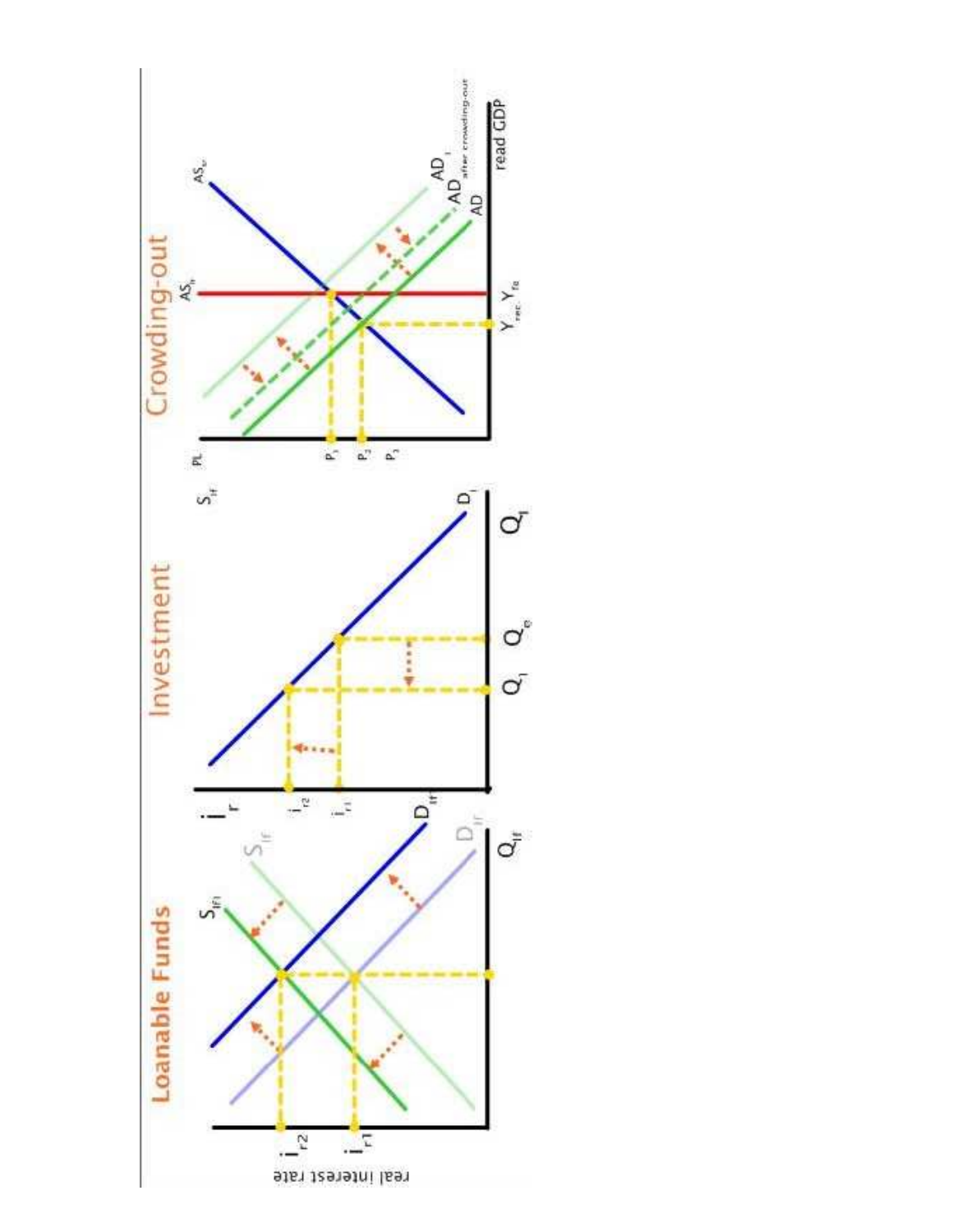## Loanable Funds

real interest rate

$i_{r2}$

$i_{r1}$

$S_{lf1}$ $S_{lf}$ $D_{lf}$ $D_{lf}$

$Q_{lf}$

## Investment

$i_r$

$i_{r2}$

$i_{r1}$

$S_{lf}$

$D_I$

$Q_1$ $Q_e$ $Q_I$

## Crowding-out

PL

$P_1$ $P_2$ $P_3$

$AS_{lr}$ $AS_{sr}$

$AD_1$ $AD_{\text{after crowding-out}}$ $AD$

$Y_{rec}$ $Y_{fe}$

read GDP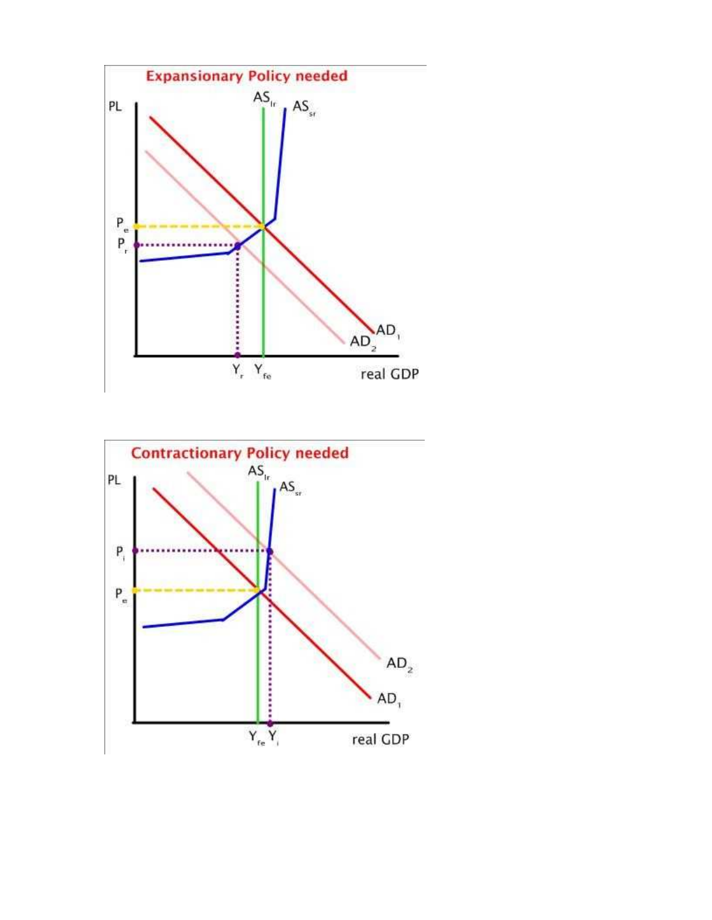**Expansionary Policy needed**

PL, $AS_{lr}$, $AS_{sr}$, $P_e$, $P_r$, $AD_1$, $AD_2$, $Y_r$, $Y_{fe}$, real GDP

**Contractionary Policy needed**

PL, $AS_{lr}$, $AS_{sr}$, $P_i$, $P_e$, $AD_2$, $AD_1$, $Y_{fe}$, $Y_i$, real GDP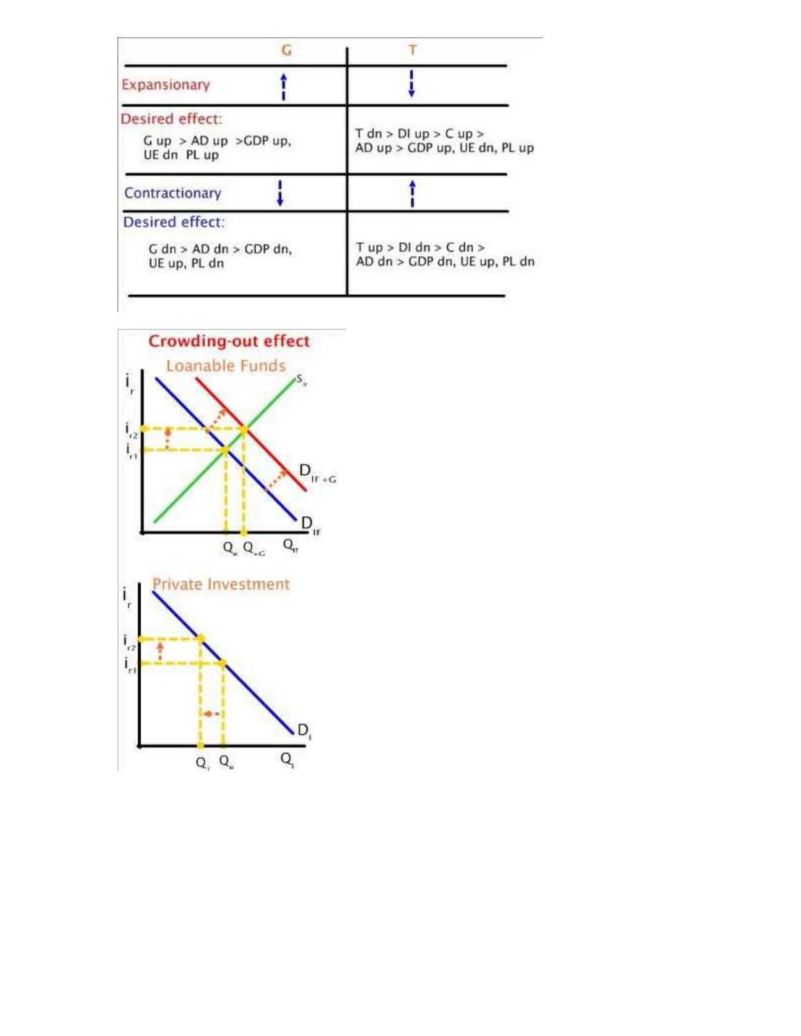|  | G | T |
|---|---|---|
| Expansionary | ↑ | ↓ |
| Desired effect: G up > AD up >GDP up, UE dn PL up |  | T dn > DI up > C up > AD up > GDP up, UE dn, PL up |
| Contractionary | ↓ | ↑ |
| Desired effect: G dn > AD dn > GDP dn, UE up, PL dn |  | T up > DI dn > C dn > AD dn > GDP dn, UE up, PL dn |

**Crowding-out effect**

Loanable Funds

$i_r$, $i_{r2}$, $i_{r1}$, $S_{lf}$, $D_{lf+G}$, $D_{lf}$, $Q_e$, $Q_{+G}$, $Q_{lf}$

Private Investment

$i_r$, $i_{r2}$, $i_{r1}$, $D_I$, $Q_I$, $Q_e$, $Q_I$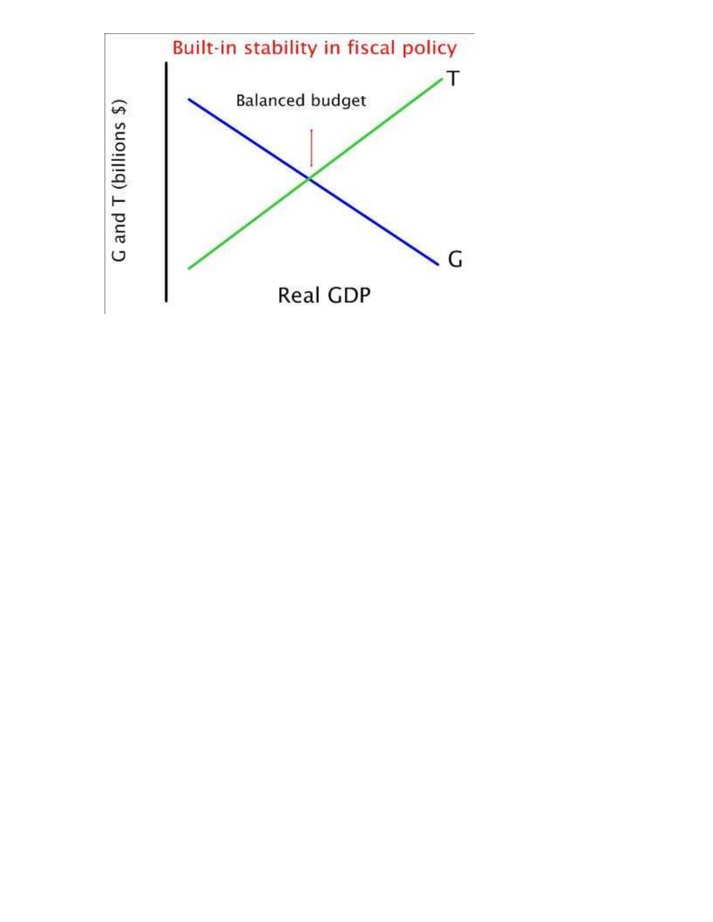Built-in stability in fiscal policy

Balanced budget

T

G

G and T (billions $)

Real GDP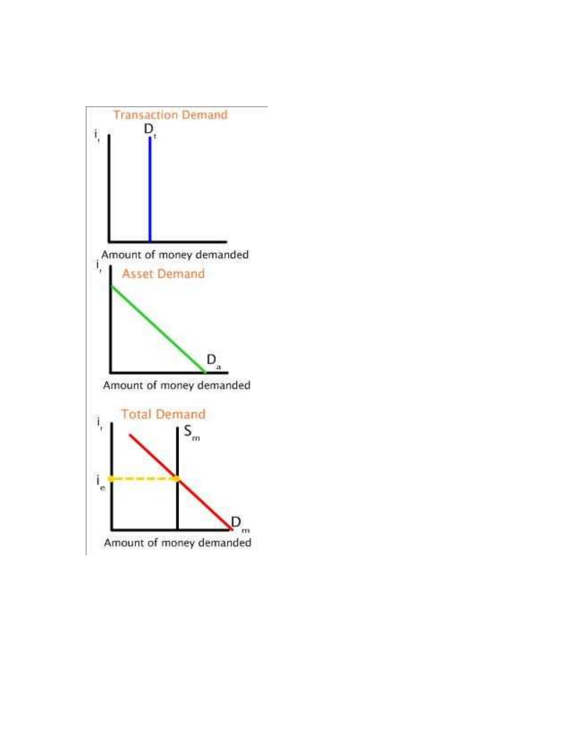Transaction Demand

$i_r$

$D_t$

Amount of money demanded

$i_r$

Asset Demand

$D_a$

Amount of money demanded

Total Demand

$i_r$

$S_m$

$i_e$

$D_m$

Amount of money demanded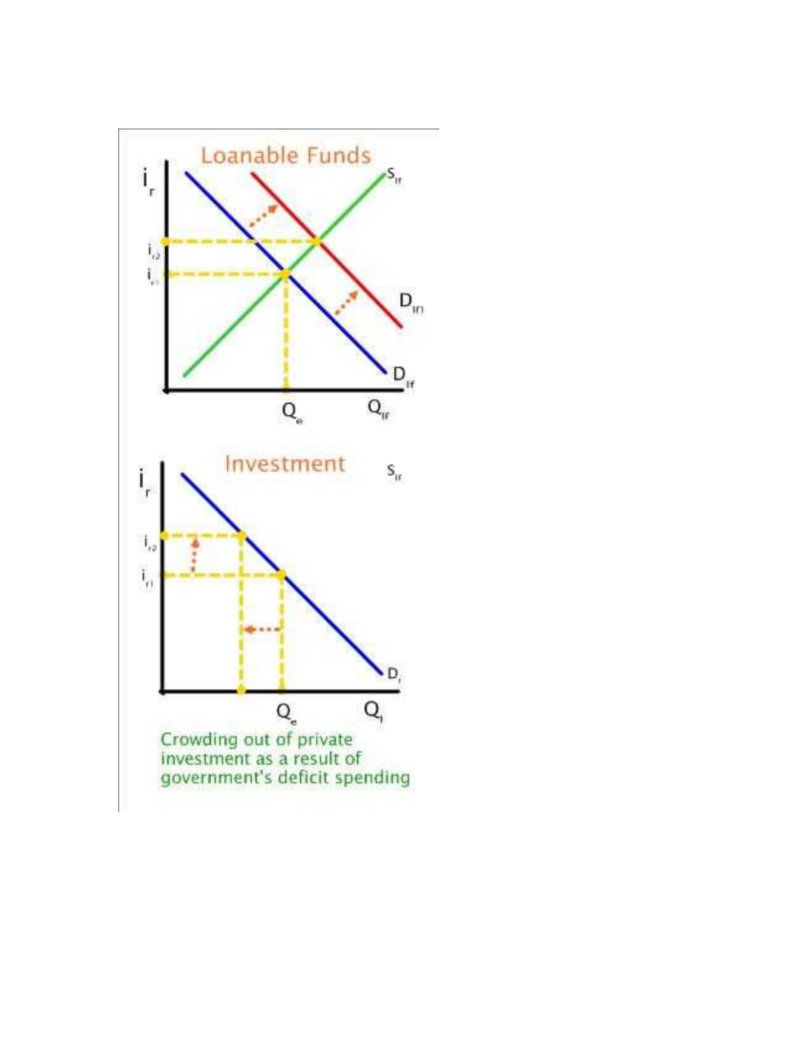Loanable Funds

Investment

Crowding out of private investment as a result of government's deficit spending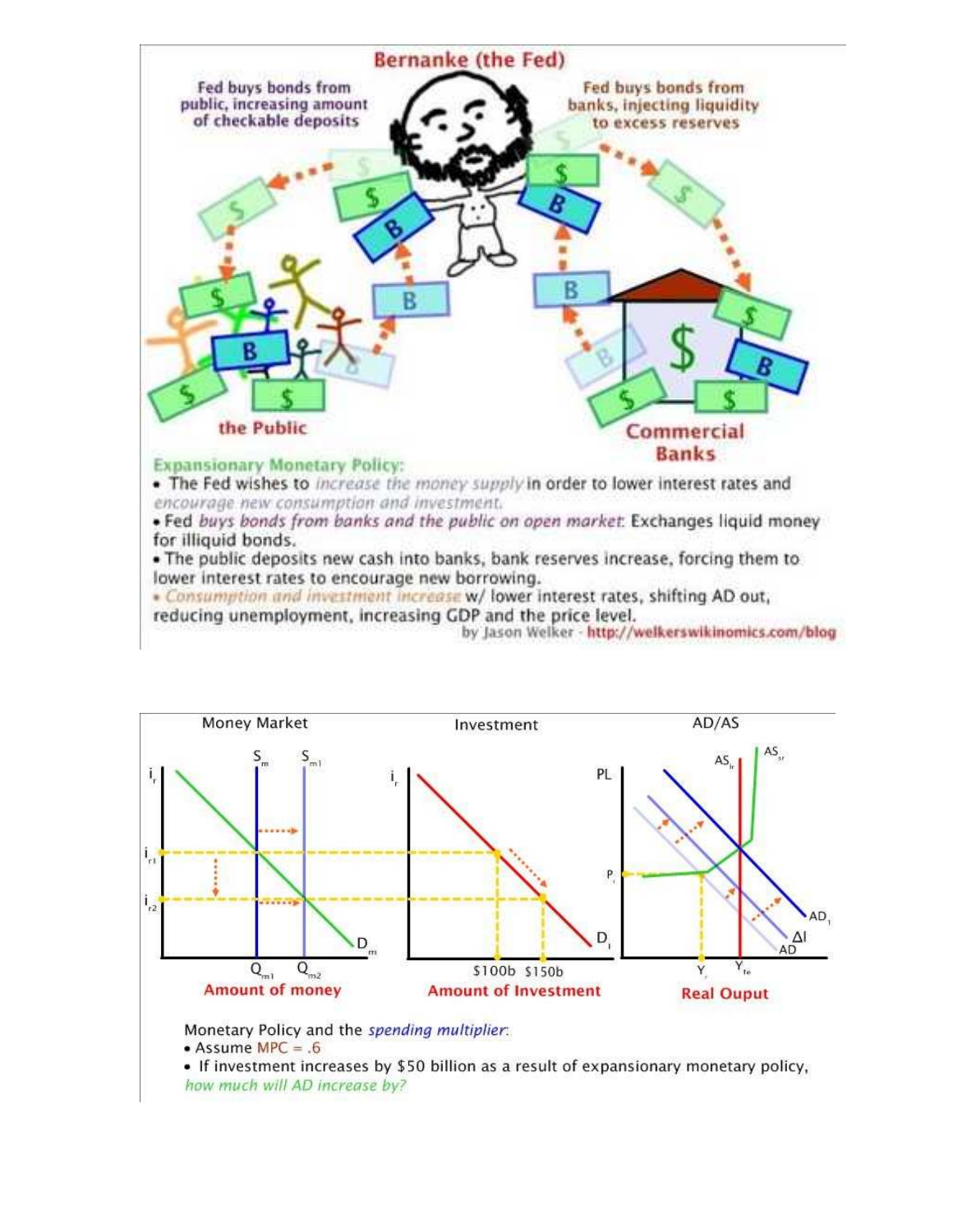Bernanke (the Fed)

Fed buys bonds from public, increasing amount of checkable deposits

Fed buys bonds from banks, injecting liquidity to excess reserves

the Public

Commercial Banks

**Expansionary Monetary Policy:**

- The Fed wishes to *increase the money supply* in order to lower interest rates and *encourage new consumption and investment.*
- Fed *buys bonds from banks and the public on open market*: Exchanges liquid money for illiquid bonds.
- The public deposits new cash into banks, bank reserves increase, forcing them to lower interest rates to encourage new borrowing.
- *Consumption and investment increase* w/ lower interest rates, shifting AD out, reducing unemployment, increasing GDP and the price level.

by Jason Welker - http://welkerswikinomics.com/blog

Money Market | Investment | AD/AS

Amount of money | Amount of Investment | Real Ouput

Monetary Policy and the *spending multiplier*:

- Assume MPC = .6
- If investment increases by $50 billion as a result of expansionary monetary policy, *how much will AD increase by?*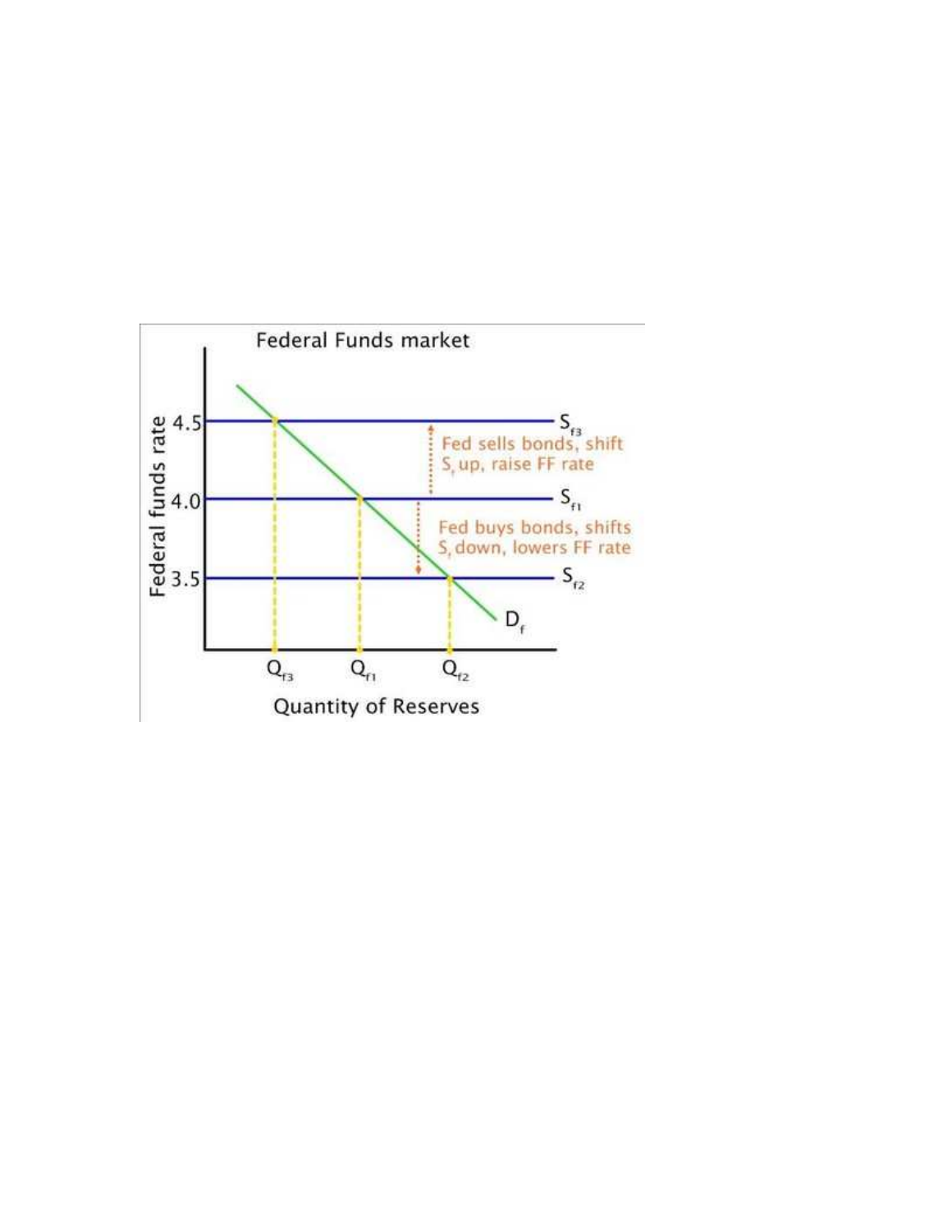Federal Funds market

Federal funds rate

4.5

4.0

3.5

$S_{f3}$

Fed sells bonds, shift $S_f$ up, raise FF rate

$S_{f1}$

Fed buys bonds, shifts $S_f$ down, lowers FF rate

$S_{f2}$

$D_f$

$Q_{f3}$ $Q_{f1}$ $Q_{f2}$

Quantity of Reserves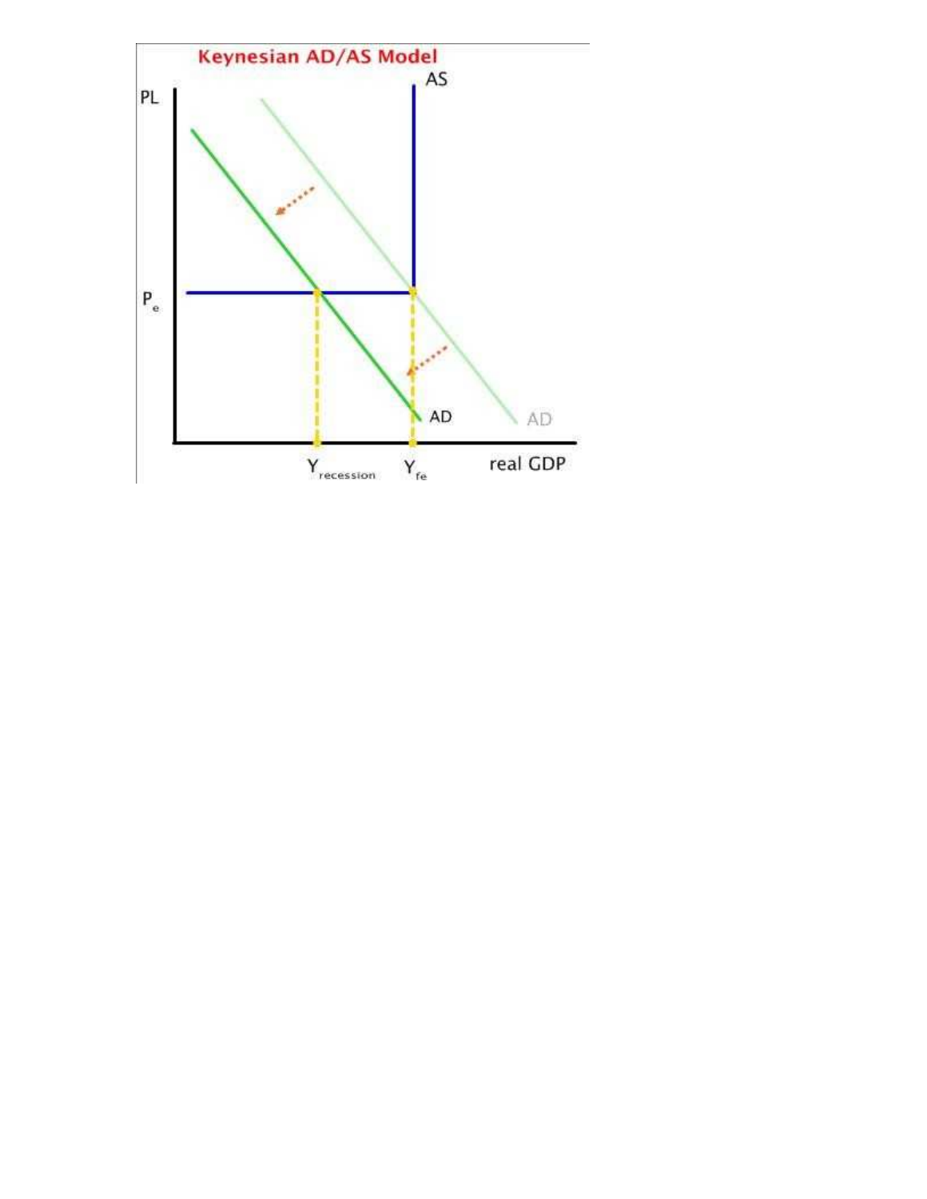**Keynesian AD/AS Model**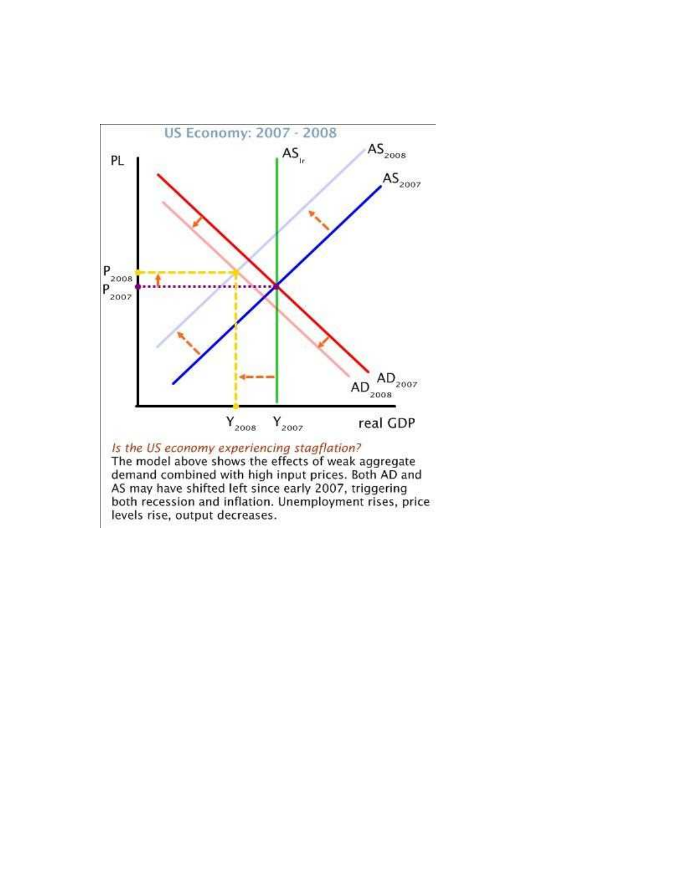US Economy: 2007 - 2008

PL

$AS_{lr}$

$AS_{2008}$

$AS_{2007}$

$P_{2008}$

$P_{2007}$

$AD_{2007}$

$AD_{2008}$

$Y_{2008}$ $Y_{2007}$ real GDP

*Is the US economy experiencing stagflation?*

The model above shows the effects of weak aggregate demand combined with high input prices. Both AD and AS may have shifted left since early 2007, triggering both recession and inflation. Unemployment rises, price levels rise, output decreases.